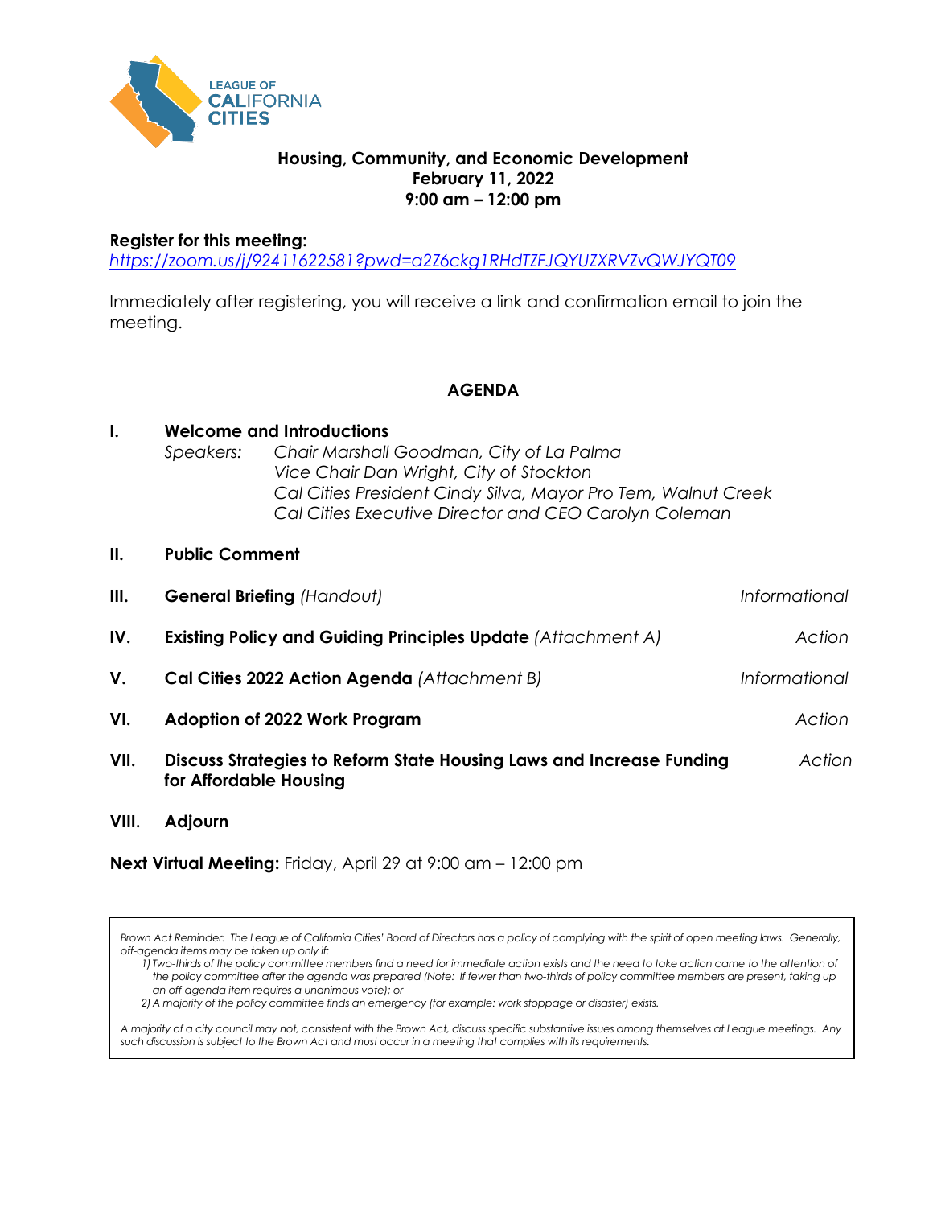LEAGUE OF CALIFORNIA CITIES

# Housing, Community, and Economic Development
## February 11, 2022
## 9:00 am – 12:00 pm

**Register for this meeting:**
*https://zoom.us/j/92411622581?pwd=a2Z6ckg1RHdTZFJQYUZXRVZvQWJYQT09*

Immediately after registering, you will receive a link and confirmation email to join the meeting.

## AGENDA

**I. Welcome and Introductions**
*Speakers:* *Chair Marshall Goodman, City of La Palma*
*Vice Chair Dan Wright, City of Stockton*
*Cal Cities President Cindy Silva, Mayor Pro Tem, Walnut Creek*
*Cal Cities Executive Director and CEO Carolyn Coleman*

**II. Public Comment**

**III. General Briefing** *(Handout)* — *Informational*

**IV. Existing Policy and Guiding Principles Update** *(Attachment A)* — *Action*

**V. Cal Cities 2022 Action Agenda** *(Attachment B)* — *Informational*

**VI. Adoption of 2022 Work Program** — *Action*

**VII. Discuss Strategies to Reform State Housing Laws and Increase Funding for Affordable Housing** — *Action*

**VIII. Adjourn**

**Next Virtual Meeting:** Friday, April 29 at 9:00 am – 12:00 pm

*Brown Act Reminder: The League of California Cities' Board of Directors has a policy of complying with the spirit of open meeting laws. Generally, off-agenda items may be taken up only if:*
*1) Two-thirds of the policy committee members find a need for immediate action exists and the need to take action came to the attention of the policy committee after the agenda was prepared (Note: If fewer than two-thirds of policy committee members are present, taking up an off-agenda item requires a unanimous vote); or*
*2) A majority of the policy committee finds an emergency (for example: work stoppage or disaster) exists.*

*A majority of a city council may not, consistent with the Brown Act, discuss specific substantive issues among themselves at League meetings. Any such discussion is subject to the Brown Act and must occur in a meeting that complies with its requirements.*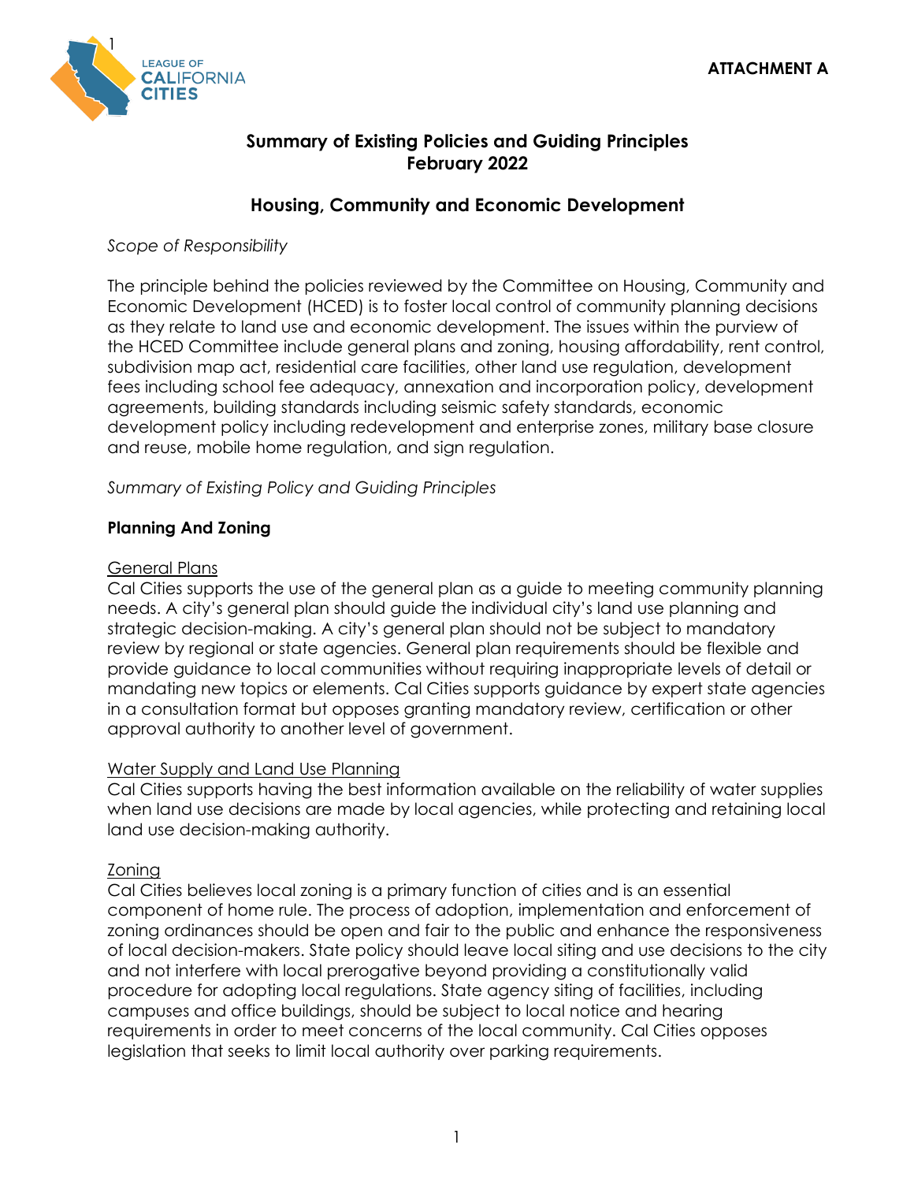**ATTACHMENT A**

## Summary of Existing Policies and Guiding Principles
## February 2022

## Housing, Community and Economic Development

*Scope of Responsibility*

The principle behind the policies reviewed by the Committee on Housing, Community and Economic Development (HCED) is to foster local control of community planning decisions as they relate to land use and economic development. The issues within the purview of the HCED Committee include general plans and zoning, housing affordability, rent control, subdivision map act, residential care facilities, other land use regulation, development fees including school fee adequacy, annexation and incorporation policy, development agreements, building standards including seismic safety standards, economic development policy including redevelopment and enterprise zones, military base closure and reuse, mobile home regulation, and sign regulation.

*Summary of Existing Policy and Guiding Principles*

### Planning And Zoning

<u>General Plans</u>
Cal Cities supports the use of the general plan as a guide to meeting community planning needs. A city's general plan should guide the individual city's land use planning and strategic decision-making. A city's general plan should not be subject to mandatory review by regional or state agencies. General plan requirements should be flexible and provide guidance to local communities without requiring inappropriate levels of detail or mandating new topics or elements. Cal Cities supports guidance by expert state agencies in a consultation format but opposes granting mandatory review, certification or other approval authority to another level of government.

<u>Water Supply and Land Use Planning</u>
Cal Cities supports having the best information available on the reliability of water supplies when land use decisions are made by local agencies, while protecting and retaining local land use decision-making authority.

<u>Zoning</u>
Cal Cities believes local zoning is a primary function of cities and is an essential component of home rule. The process of adoption, implementation and enforcement of zoning ordinances should be open and fair to the public and enhance the responsiveness of local decision-makers. State policy should leave local siting and use decisions to the city and not interfere with local prerogative beyond providing a constitutionally valid procedure for adopting local regulations. State agency siting of facilities, including campuses and office buildings, should be subject to local notice and hearing requirements in order to meet concerns of the local community. Cal Cities opposes legislation that seeks to limit local authority over parking requirements.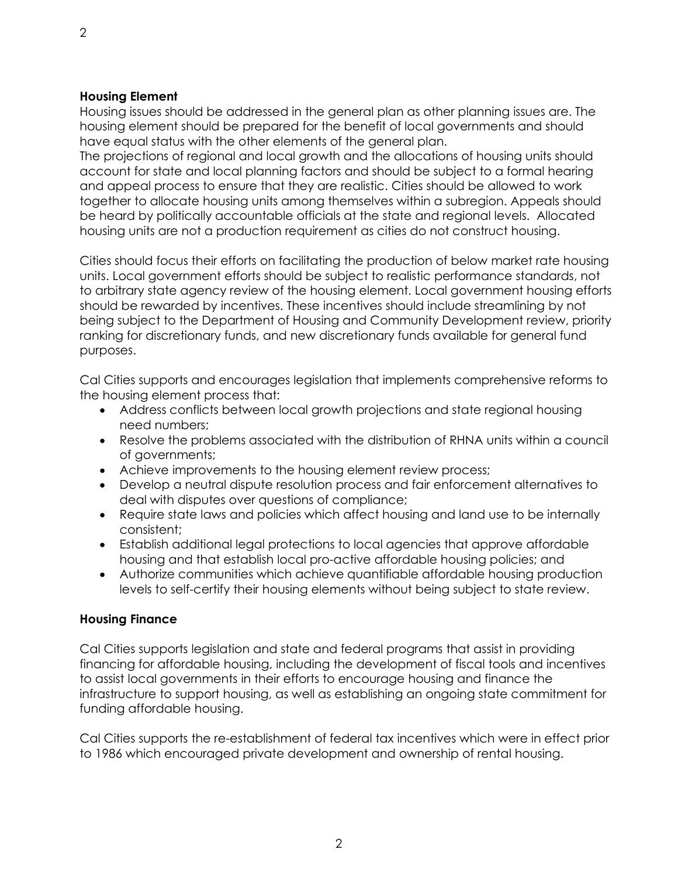**Housing Element**

Housing issues should be addressed in the general plan as other planning issues are. The housing element should be prepared for the benefit of local governments and should have equal status with the other elements of the general plan.
The projections of regional and local growth and the allocations of housing units should account for state and local planning factors and should be subject to a formal hearing and appeal process to ensure that they are realistic. Cities should be allowed to work together to allocate housing units among themselves within a subregion. Appeals should be heard by politically accountable officials at the state and regional levels. Allocated housing units are not a production requirement as cities do not construct housing.

Cities should focus their efforts on facilitating the production of below market rate housing units. Local government efforts should be subject to realistic performance standards, not to arbitrary state agency review of the housing element. Local government housing efforts should be rewarded by incentives. These incentives should include streamlining by not being subject to the Department of Housing and Community Development review, priority ranking for discretionary funds, and new discretionary funds available for general fund purposes.

Cal Cities supports and encourages legislation that implements comprehensive reforms to the housing element process that:

- Address conflicts between local growth projections and state regional housing need numbers;
- Resolve the problems associated with the distribution of RHNA units within a council of governments;
- Achieve improvements to the housing element review process;
- Develop a neutral dispute resolution process and fair enforcement alternatives to deal with disputes over questions of compliance;
- Require state laws and policies which affect housing and land use to be internally consistent;
- Establish additional legal protections to local agencies that approve affordable housing and that establish local pro-active affordable housing policies; and
- Authorize communities which achieve quantifiable affordable housing production levels to self-certify their housing elements without being subject to state review.

**Housing Finance**

Cal Cities supports legislation and state and federal programs that assist in providing financing for affordable housing, including the development of fiscal tools and incentives to assist local governments in their efforts to encourage housing and finance the infrastructure to support housing, as well as establishing an ongoing state commitment for funding affordable housing.

Cal Cities supports the re-establishment of federal tax incentives which were in effect prior to 1986 which encouraged private development and ownership of rental housing.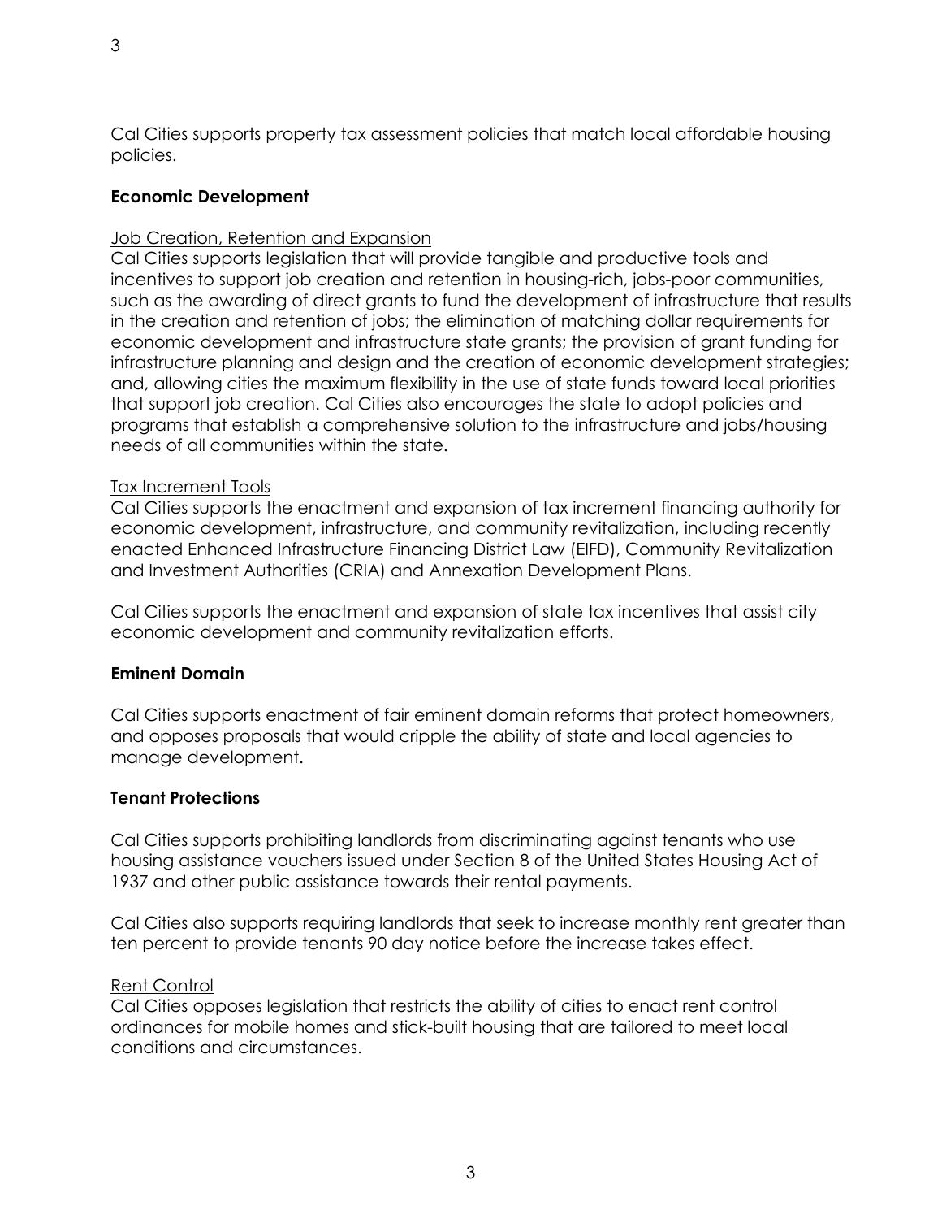Cal Cities supports property tax assessment policies that match local affordable housing policies.

## Economic Development

### Job Creation, Retention and Expansion

Cal Cities supports legislation that will provide tangible and productive tools and incentives to support job creation and retention in housing-rich, jobs-poor communities, such as the awarding of direct grants to fund the development of infrastructure that results in the creation and retention of jobs; the elimination of matching dollar requirements for economic development and infrastructure state grants; the provision of grant funding for infrastructure planning and design and the creation of economic development strategies; and, allowing cities the maximum flexibility in the use of state funds toward local priorities that support job creation. Cal Cities also encourages the state to adopt policies and programs that establish a comprehensive solution to the infrastructure and jobs/housing needs of all communities within the state.

### Tax Increment Tools

Cal Cities supports the enactment and expansion of tax increment financing authority for economic development, infrastructure, and community revitalization, including recently enacted Enhanced Infrastructure Financing District Law (EIFD), Community Revitalization and Investment Authorities (CRIA) and Annexation Development Plans.

Cal Cities supports the enactment and expansion of state tax incentives that assist city economic development and community revitalization efforts.

## Eminent Domain

Cal Cities supports enactment of fair eminent domain reforms that protect homeowners, and opposes proposals that would cripple the ability of state and local agencies to manage development.

## Tenant Protections

Cal Cities supports prohibiting landlords from discriminating against tenants who use housing assistance vouchers issued under Section 8 of the United States Housing Act of 1937 and other public assistance towards their rental payments.

Cal Cities also supports requiring landlords that seek to increase monthly rent greater than ten percent to provide tenants 90 day notice before the increase takes effect.

### Rent Control

Cal Cities opposes legislation that restricts the ability of cities to enact rent control ordinances for mobile homes and stick-built housing that are tailored to meet local conditions and circumstances.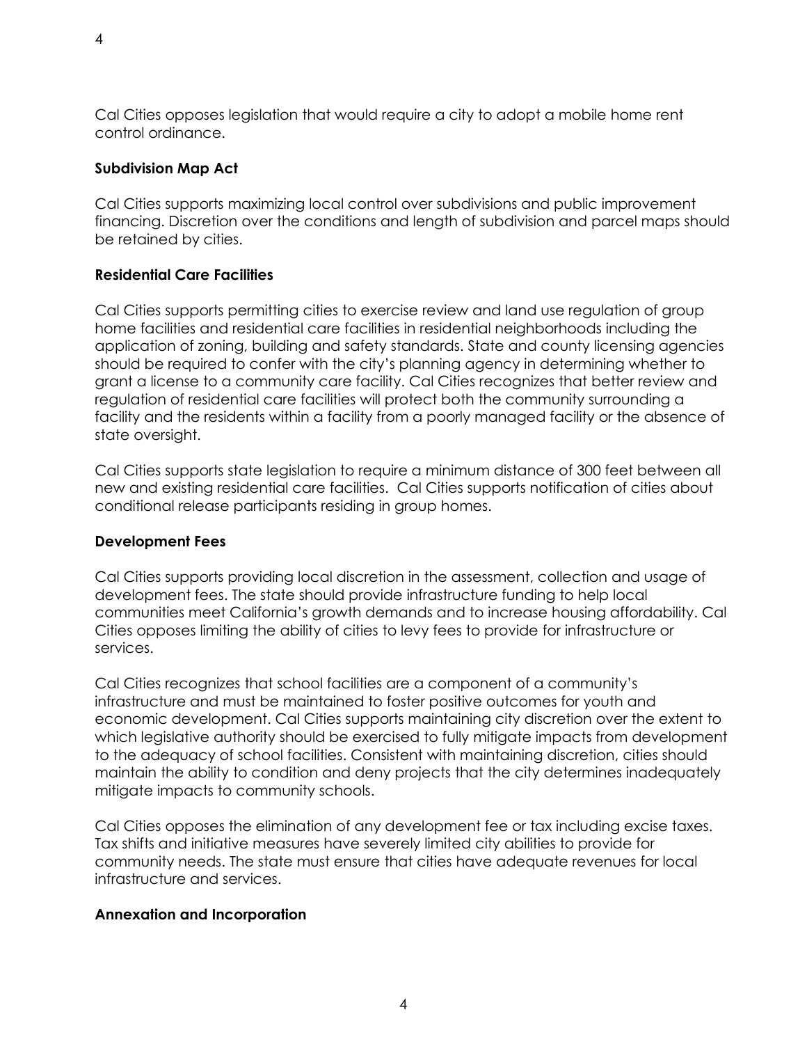Cal Cities opposes legislation that would require a city to adopt a mobile home rent control ordinance.

**Subdivision Map Act**

Cal Cities supports maximizing local control over subdivisions and public improvement financing. Discretion over the conditions and length of subdivision and parcel maps should be retained by cities.

**Residential Care Facilities**

Cal Cities supports permitting cities to exercise review and land use regulation of group home facilities and residential care facilities in residential neighborhoods including the application of zoning, building and safety standards. State and county licensing agencies should be required to confer with the city's planning agency in determining whether to grant a license to a community care facility. Cal Cities recognizes that better review and regulation of residential care facilities will protect both the community surrounding a facility and the residents within a facility from a poorly managed facility or the absence of state oversight.

Cal Cities supports state legislation to require a minimum distance of 300 feet between all new and existing residential care facilities. Cal Cities supports notification of cities about conditional release participants residing in group homes.

**Development Fees**

Cal Cities supports providing local discretion in the assessment, collection and usage of development fees. The state should provide infrastructure funding to help local communities meet California's growth demands and to increase housing affordability. Cal Cities opposes limiting the ability of cities to levy fees to provide for infrastructure or services.

Cal Cities recognizes that school facilities are a component of a community's infrastructure and must be maintained to foster positive outcomes for youth and economic development. Cal Cities supports maintaining city discretion over the extent to which legislative authority should be exercised to fully mitigate impacts from development to the adequacy of school facilities. Consistent with maintaining discretion, cities should maintain the ability to condition and deny projects that the city determines inadequately mitigate impacts to community schools.

Cal Cities opposes the elimination of any development fee or tax including excise taxes. Tax shifts and initiative measures have severely limited city abilities to provide for community needs. The state must ensure that cities have adequate revenues for local infrastructure and services.

**Annexation and Incorporation**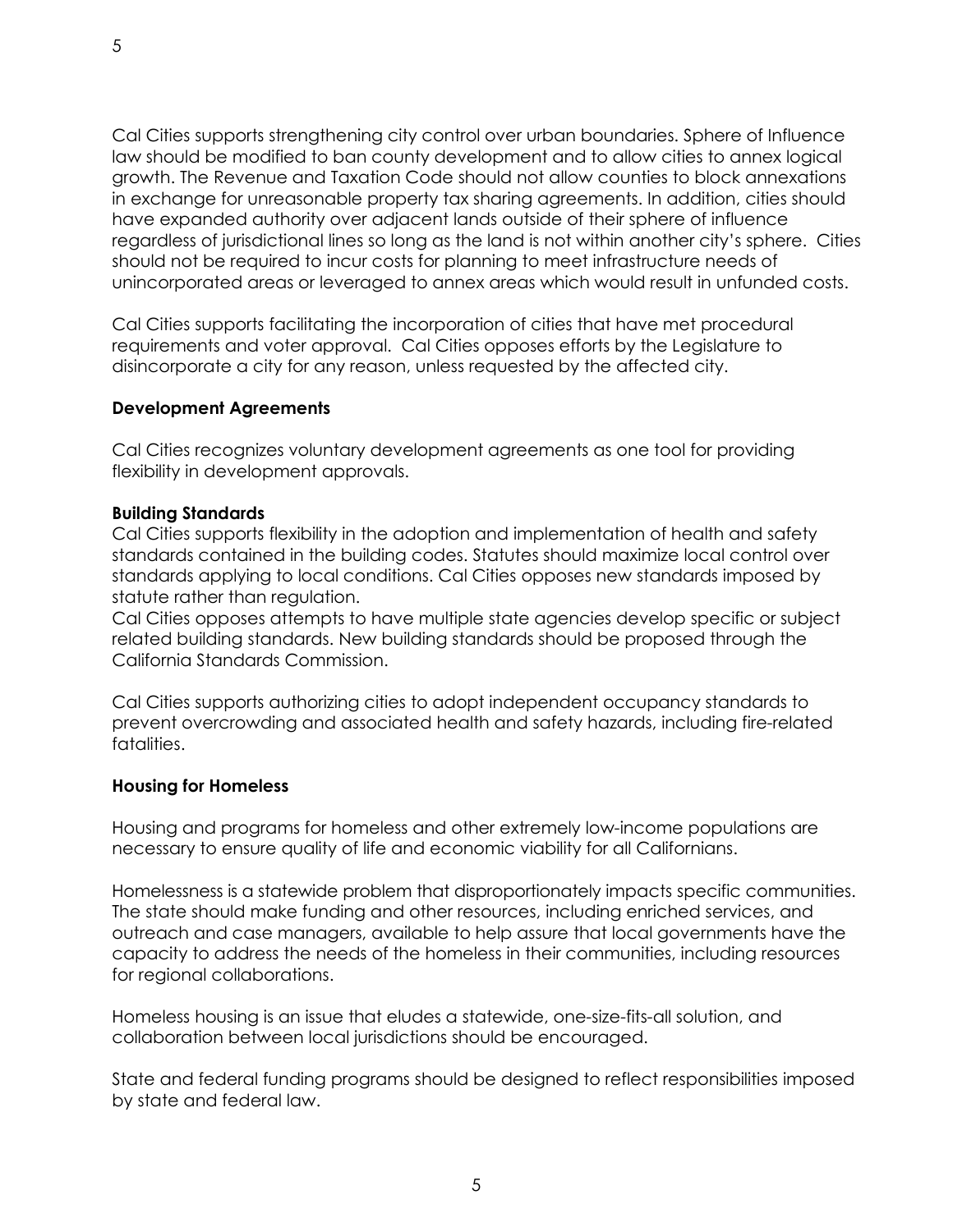Cal Cities supports strengthening city control over urban boundaries. Sphere of Influence law should be modified to ban county development and to allow cities to annex logical growth. The Revenue and Taxation Code should not allow counties to block annexations in exchange for unreasonable property tax sharing agreements. In addition, cities should have expanded authority over adjacent lands outside of their sphere of influence regardless of jurisdictional lines so long as the land is not within another city's sphere. Cities should not be required to incur costs for planning to meet infrastructure needs of unincorporated areas or leveraged to annex areas which would result in unfunded costs.

Cal Cities supports facilitating the incorporation of cities that have met procedural requirements and voter approval. Cal Cities opposes efforts by the Legislature to disincorporate a city for any reason, unless requested by the affected city.

**Development Agreements**

Cal Cities recognizes voluntary development agreements as one tool for providing flexibility in development approvals.

**Building Standards**

Cal Cities supports flexibility in the adoption and implementation of health and safety standards contained in the building codes. Statutes should maximize local control over standards applying to local conditions. Cal Cities opposes new standards imposed by statute rather than regulation.

Cal Cities opposes attempts to have multiple state agencies develop specific or subject related building standards. New building standards should be proposed through the California Standards Commission.

Cal Cities supports authorizing cities to adopt independent occupancy standards to prevent overcrowding and associated health and safety hazards, including fire-related fatalities.

**Housing for Homeless**

Housing and programs for homeless and other extremely low-income populations are necessary to ensure quality of life and economic viability for all Californians.

Homelessness is a statewide problem that disproportionately impacts specific communities. The state should make funding and other resources, including enriched services, and outreach and case managers, available to help assure that local governments have the capacity to address the needs of the homeless in their communities, including resources for regional collaborations.

Homeless housing is an issue that eludes a statewide, one-size-fits-all solution, and collaboration between local jurisdictions should be encouraged.

State and federal funding programs should be designed to reflect responsibilities imposed by state and federal law.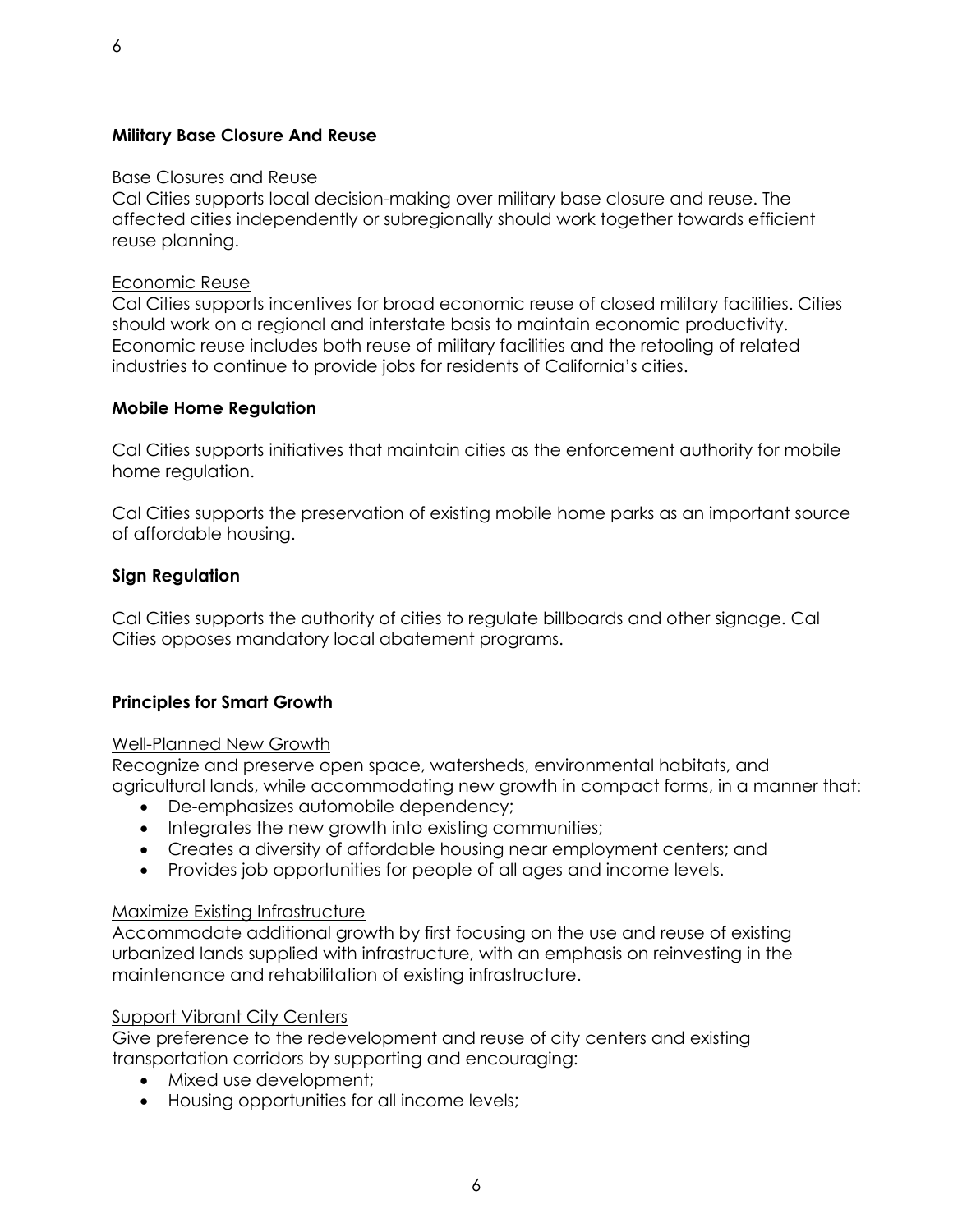## Military Base Closure And Reuse

Base Closures and Reuse

Cal Cities supports local decision-making over military base closure and reuse. The affected cities independently or subregionally should work together towards efficient reuse planning.

Economic Reuse

Cal Cities supports incentives for broad economic reuse of closed military facilities. Cities should work on a regional and interstate basis to maintain economic productivity. Economic reuse includes both reuse of military facilities and the retooling of related industries to continue to provide jobs for residents of California's cities.

## Mobile Home Regulation

Cal Cities supports initiatives that maintain cities as the enforcement authority for mobile home regulation.

Cal Cities supports the preservation of existing mobile home parks as an important source of affordable housing.

## Sign Regulation

Cal Cities supports the authority of cities to regulate billboards and other signage. Cal Cities opposes mandatory local abatement programs.

## Principles for Smart Growth

Well-Planned New Growth

Recognize and preserve open space, watersheds, environmental habitats, and agricultural lands, while accommodating new growth in compact forms, in a manner that:

- De-emphasizes automobile dependency;
- Integrates the new growth into existing communities;
- Creates a diversity of affordable housing near employment centers; and
- Provides job opportunities for people of all ages and income levels.

Maximize Existing Infrastructure

Accommodate additional growth by first focusing on the use and reuse of existing urbanized lands supplied with infrastructure, with an emphasis on reinvesting in the maintenance and rehabilitation of existing infrastructure.

Support Vibrant City Centers

Give preference to the redevelopment and reuse of city centers and existing transportation corridors by supporting and encouraging:

- Mixed use development;
- Housing opportunities for all income levels;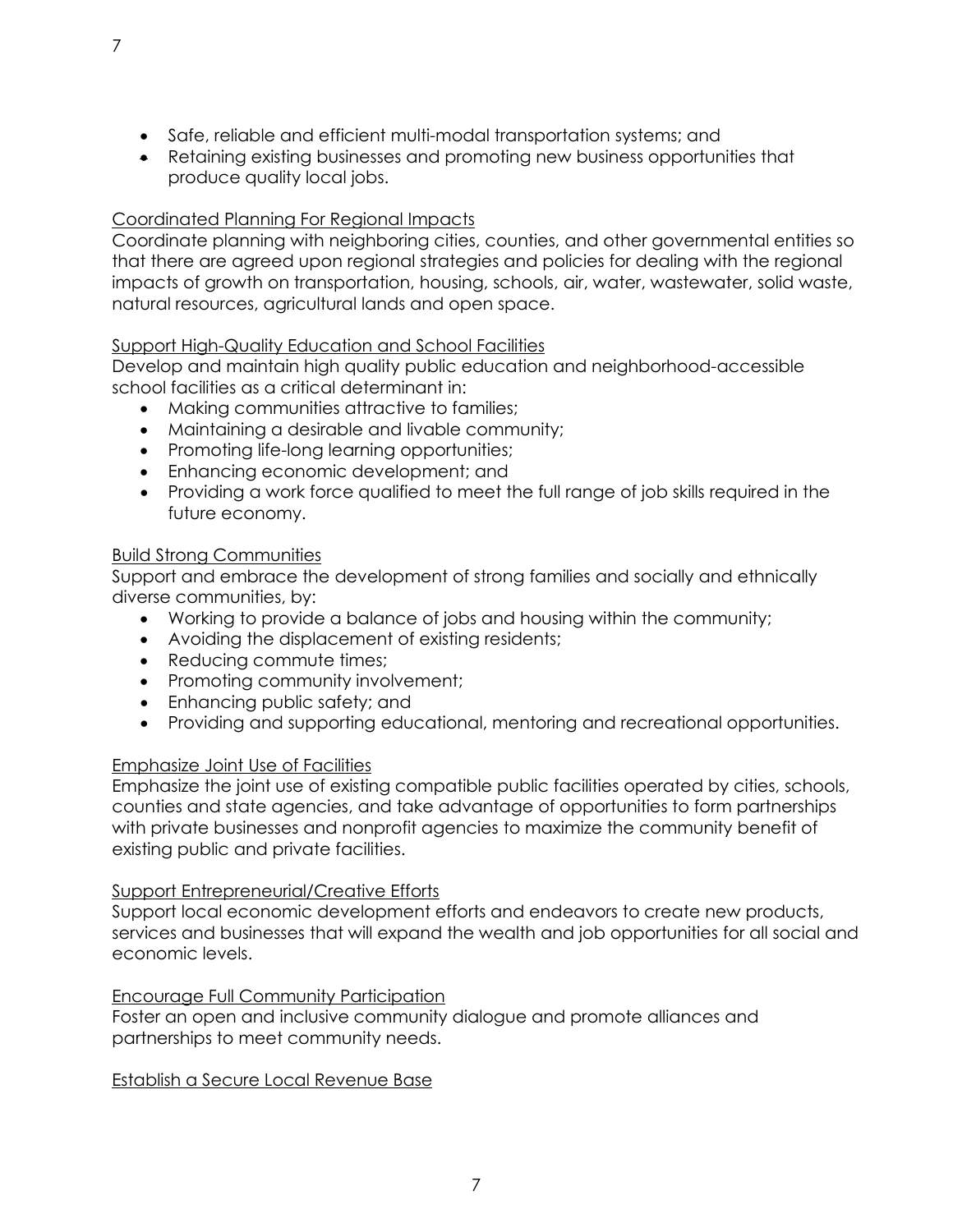- Safe, reliable and efficient multi-modal transportation systems; and
- Retaining existing businesses and promoting new business opportunities that produce quality local jobs.

<u>Coordinated Planning For Regional Impacts</u>
Coordinate planning with neighboring cities, counties, and other governmental entities so that there are agreed upon regional strategies and policies for dealing with the regional impacts of growth on transportation, housing, schools, air, water, wastewater, solid waste, natural resources, agricultural lands and open space.

<u>Support High-Quality Education and School Facilities</u>
Develop and maintain high quality public education and neighborhood-accessible school facilities as a critical determinant in:

- Making communities attractive to families;
- Maintaining a desirable and livable community;
- Promoting life-long learning opportunities;
- Enhancing economic development; and
- Providing a work force qualified to meet the full range of job skills required in the future economy.

<u>Build Strong Communities</u>
Support and embrace the development of strong families and socially and ethnically diverse communities, by:

- Working to provide a balance of jobs and housing within the community;
- Avoiding the displacement of existing residents;
- Reducing commute times;
- Promoting community involvement;
- Enhancing public safety; and
- Providing and supporting educational, mentoring and recreational opportunities.

<u>Emphasize Joint Use of Facilities</u>
Emphasize the joint use of existing compatible public facilities operated by cities, schools, counties and state agencies, and take advantage of opportunities to form partnerships with private businesses and nonprofit agencies to maximize the community benefit of existing public and private facilities.

<u>Support Entrepreneurial/Creative Efforts</u>
Support local economic development efforts and endeavors to create new products, services and businesses that will expand the wealth and job opportunities for all social and economic levels.

<u>Encourage Full Community Participation</u>
Foster an open and inclusive community dialogue and promote alliances and partnerships to meet community needs.

<u>Establish a Secure Local Revenue Base</u>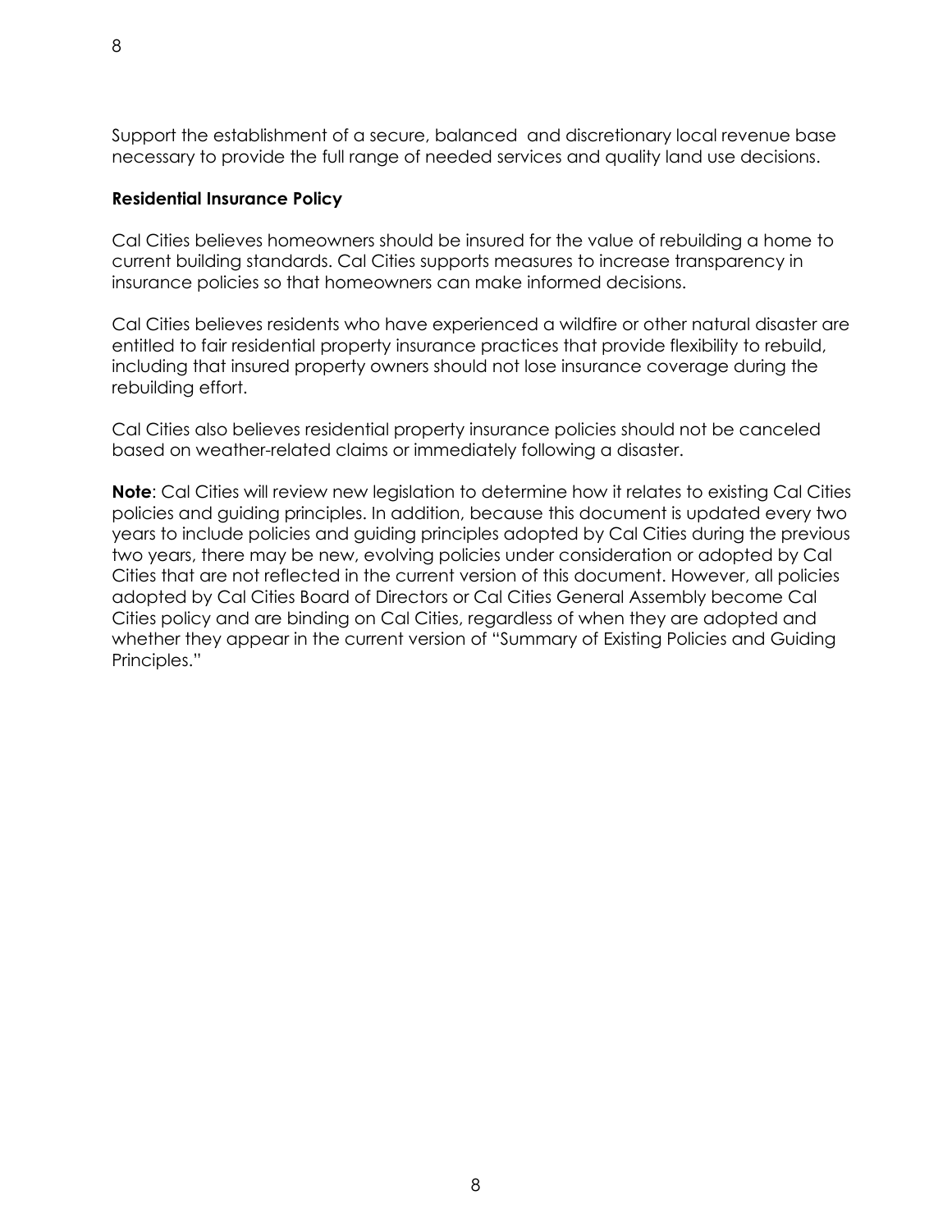Support the establishment of a secure, balanced and discretionary local revenue base necessary to provide the full range of needed services and quality land use decisions.

**Residential Insurance Policy**

Cal Cities believes homeowners should be insured for the value of rebuilding a home to current building standards. Cal Cities supports measures to increase transparency in insurance policies so that homeowners can make informed decisions.

Cal Cities believes residents who have experienced a wildfire or other natural disaster are entitled to fair residential property insurance practices that provide flexibility to rebuild, including that insured property owners should not lose insurance coverage during the rebuilding effort.

Cal Cities also believes residential property insurance policies should not be canceled based on weather-related claims or immediately following a disaster.

**Note**: Cal Cities will review new legislation to determine how it relates to existing Cal Cities policies and guiding principles. In addition, because this document is updated every two years to include policies and guiding principles adopted by Cal Cities during the previous two years, there may be new, evolving policies under consideration or adopted by Cal Cities that are not reflected in the current version of this document. However, all policies adopted by Cal Cities Board of Directors or Cal Cities General Assembly become Cal Cities policy and are binding on Cal Cities, regardless of when they are adopted and whether they appear in the current version of "Summary of Existing Policies and Guiding Principles."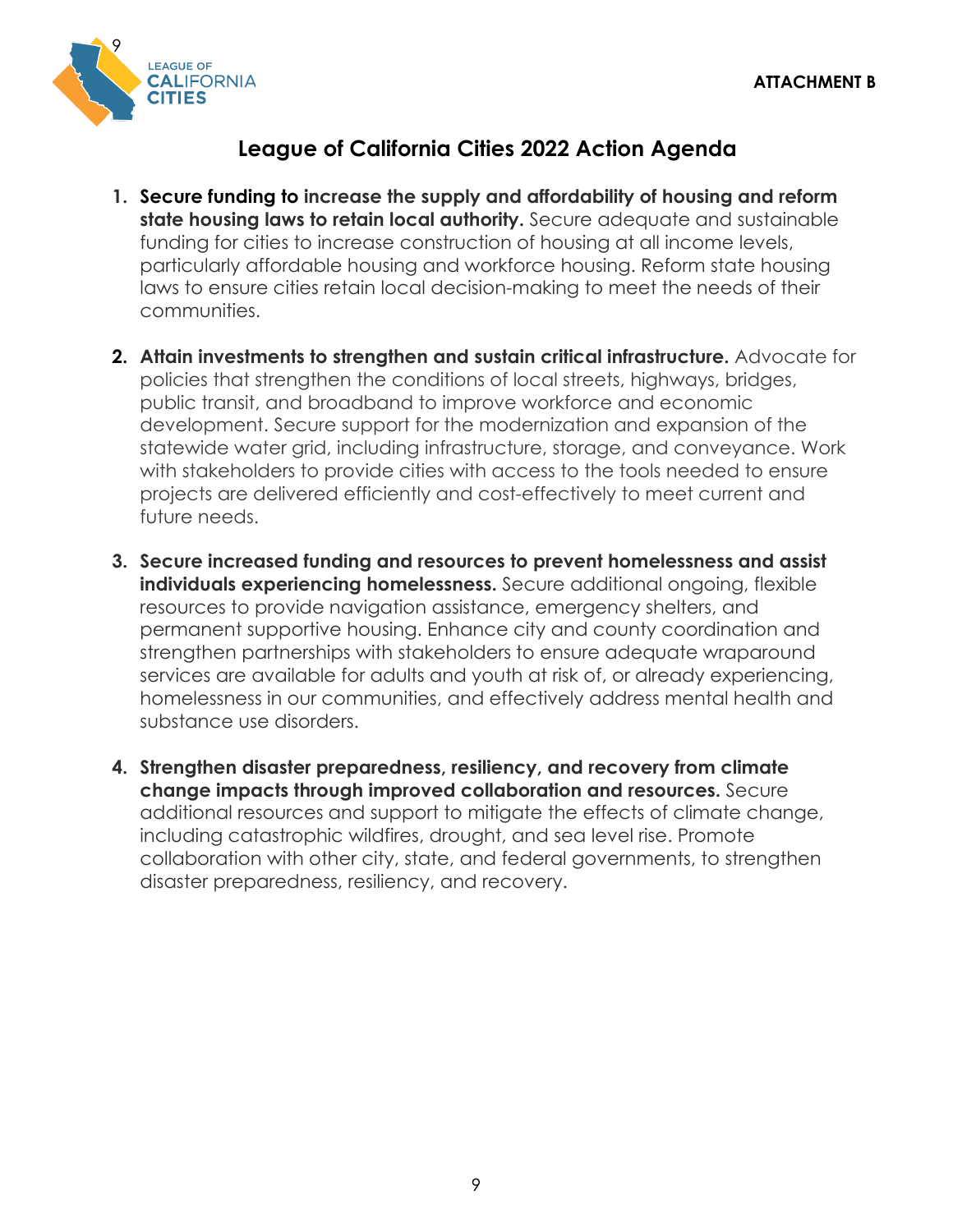**ATTACHMENT B**

# League of California Cities 2022 Action Agenda

1. **Secure funding to increase the supply and affordability of housing and reform state housing laws to retain local authority.** Secure adequate and sustainable funding for cities to increase construction of housing at all income levels, particularly affordable housing and workforce housing. Reform state housing laws to ensure cities retain local decision-making to meet the needs of their communities.

2. **Attain investments to strengthen and sustain critical infrastructure.** Advocate for policies that strengthen the conditions of local streets, highways, bridges, public transit, and broadband to improve workforce and economic development. Secure support for the modernization and expansion of the statewide water grid, including infrastructure, storage, and conveyance. Work with stakeholders to provide cities with access to the tools needed to ensure projects are delivered efficiently and cost-effectively to meet current and future needs.

3. **Secure increased funding and resources to prevent homelessness and assist individuals experiencing homelessness.** Secure additional ongoing, flexible resources to provide navigation assistance, emergency shelters, and permanent supportive housing. Enhance city and county coordination and strengthen partnerships with stakeholders to ensure adequate wraparound services are available for adults and youth at risk of, or already experiencing, homelessness in our communities, and effectively address mental health and substance use disorders.

4. **Strengthen disaster preparedness, resiliency, and recovery from climate change impacts through improved collaboration and resources.** Secure additional resources and support to mitigate the effects of climate change, including catastrophic wildfires, drought, and sea level rise. Promote collaboration with other city, state, and federal governments, to strengthen disaster preparedness, resiliency, and recovery.